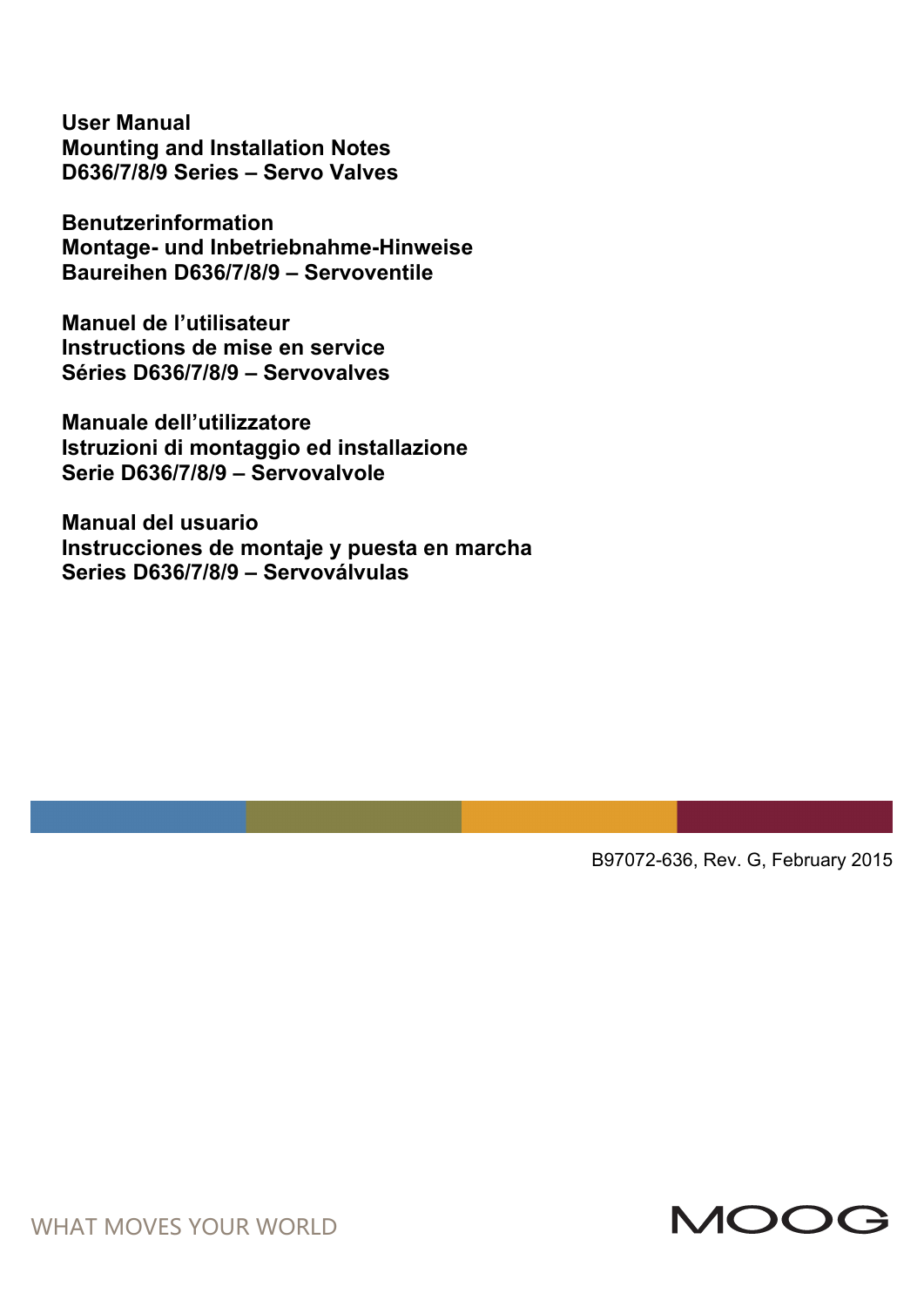**User Manual**
**Mounting and Installation Notes**
**D636/7/8/9 Series – Servo Valves**

**Benutzerinformation**
**Montage- und Inbetriebnahme-Hinweise**
**Baureihen D636/7/8/9 – Servoventile**

**Manuel de l'utilisateur**
**Instructions de mise en service**
**Séries D636/7/8/9 – Servovalves**

**Manuale dell'utilizzatore**
**Istruzioni di montaggio ed installazione**
**Serie D636/7/8/9 – Servovalvole**

**Manual del usuario**
**Instrucciones de montaje y puesta en marcha**
**Series D636/7/8/9 – Servoválvulas**

B97072-636, Rev. G, February 2015

WHAT MOVES YOUR WORLD

MOOG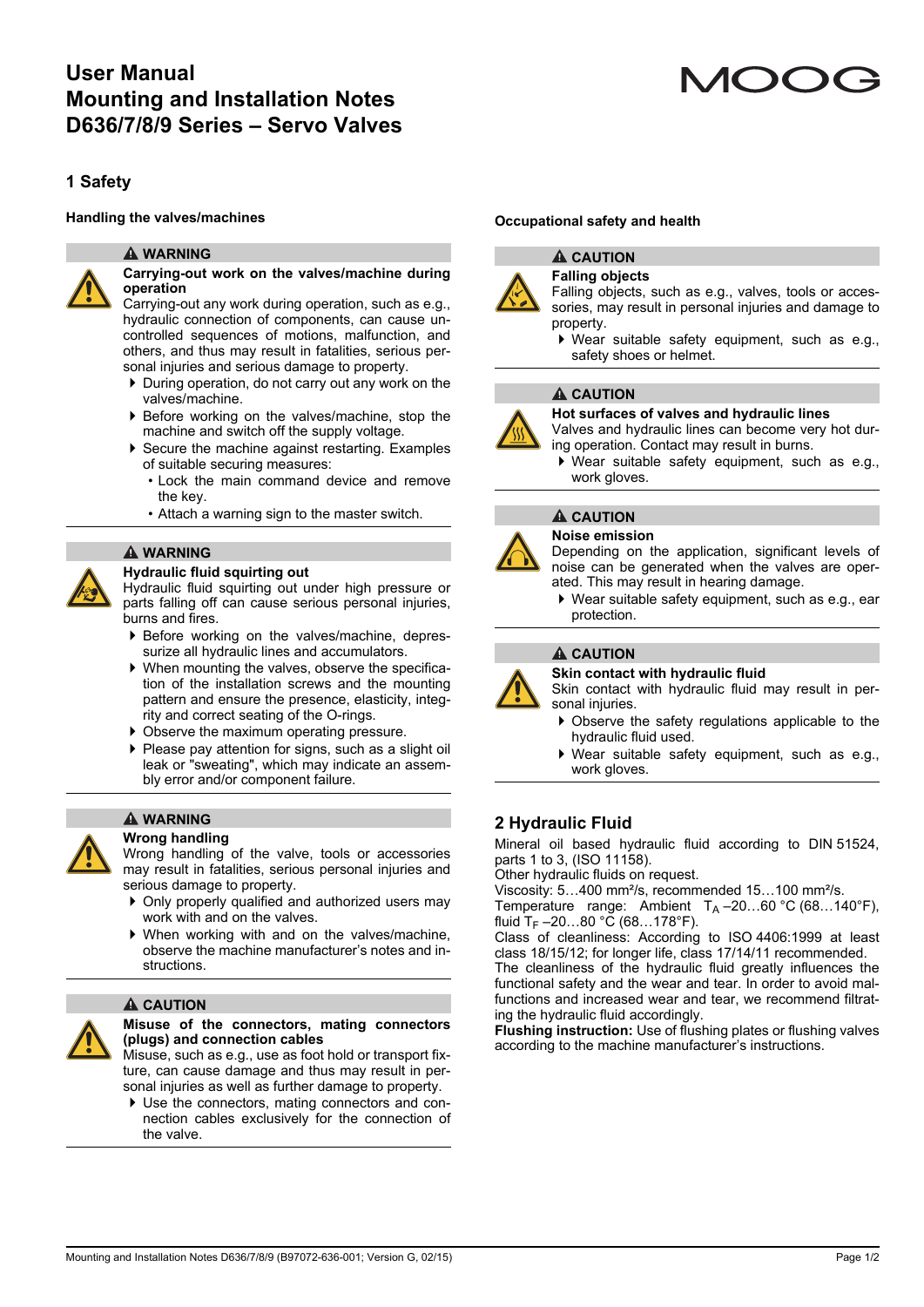# User Manual
# Mounting and Installation Notes
# D636/7/8/9 Series – Servo Valves

## 1 Safety

### Handling the valves/machines

**⚠ WARNING**

**Carrying-out work on the valves/machine during operation**

Carrying-out any work during operation, such as e.g., hydraulic connection of components, can cause uncontrolled sequences of motions, malfunction, and others, and thus may result in fatalities, serious personal injuries and serious damage to property.

- During operation, do not carry out any work on the valves/machine.
- Before working on the valves/machine, stop the machine and switch off the supply voltage.
- Secure the machine against restarting. Examples of suitable securing measures:
  - Lock the main command device and remove the key.
  - Attach a warning sign to the master switch.

**⚠ WARNING**

**Hydraulic fluid squirting out**

Hydraulic fluid squirting out under high pressure or parts falling off can cause serious personal injuries, burns and fires.

- Before working on the valves/machine, depressurize all hydraulic lines and accumulators.
- When mounting the valves, observe the specification of the installation screws and the mounting pattern and ensure the presence, elasticity, integrity and correct seating of the O-rings.
- Observe the maximum operating pressure.
- Please pay attention for signs, such as a slight oil leak or "sweating", which may indicate an assembly error and/or component failure.

**⚠ WARNING**

**Wrong handling**

Wrong handling of the valve, tools or accessories may result in fatalities, serious personal injuries and serious damage to property.

- Only properly qualified and authorized users may work with and on the valves.
- When working with and on the valves/machine, observe the machine manufacturer's notes and instructions.

**⚠ CAUTION**

**Misuse of the connectors, mating connectors (plugs) and connection cables**

Misuse, such as e.g., use as foot hold or transport fixture, can cause damage and thus may result in personal injuries as well as further damage to property.

- Use the connectors, mating connectors and connection cables exclusively for the connection of the valve.

### Occupational safety and health

**⚠ CAUTION**

**Falling objects**

Falling objects, such as e.g., valves, tools or accessories, may result in personal injuries and damage to property.

- Wear suitable safety equipment, such as e.g., safety shoes or helmet.

**⚠ CAUTION**

**Hot surfaces of valves and hydraulic lines**

Valves and hydraulic lines can become very hot during operation. Contact may result in burns.

- Wear suitable safety equipment, such as e.g., work gloves.

**⚠ CAUTION**

**Noise emission**

Depending on the application, significant levels of noise can be generated when the valves are operated. This may result in hearing damage.

- Wear suitable safety equipment, such as e.g., ear protection.

**⚠ CAUTION**

**Skin contact with hydraulic fluid**

Skin contact with hydraulic fluid may result in personal injuries.

- Observe the safety regulations applicable to the hydraulic fluid used.
- Wear suitable safety equipment, such as e.g., work gloves.

## 2 Hydraulic Fluid

Mineral oil based hydraulic fluid according to DIN 51524, parts 1 to 3, (ISO 11158).
Other hydraulic fluids on request.
Viscosity: 5…400 mm²/s, recommended 15…100 mm²/s.
Temperature range: Ambient $T_A$ –20…60 °C (68…140°F), fluid $T_F$ –20…80 °C (68…178°F).
Class of cleanliness: According to ISO 4406:1999 at least class 18/15/12; for longer life, class 17/14/11 recommended.
The cleanliness of the hydraulic fluid greatly influences the functional safety and the wear and tear. In order to avoid malfunctions and increased wear and tear, we recommend filtrating the hydraulic fluid accordingly.
**Flushing instruction:** Use of flushing plates or flushing valves according to the machine manufacturer's instructions.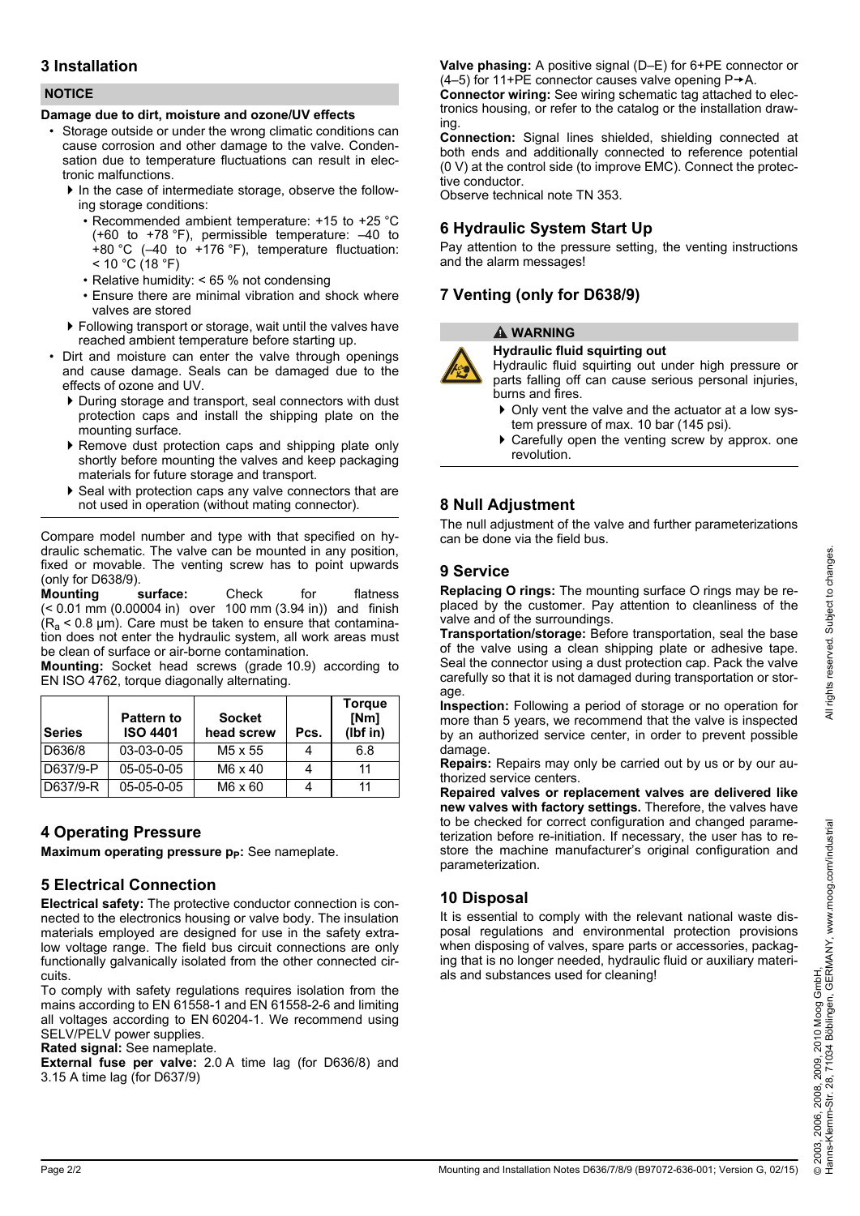## 3 Installation

**NOTICE**

**Damage due to dirt, moisture and ozone/UV effects**

- Storage outside or under the wrong climatic conditions can cause corrosion and other damage to the valve. Condensation due to temperature fluctuations can result in electronic malfunctions.
  - In the case of intermediate storage, observe the following storage conditions:
    - Recommended ambient temperature: +15 to +25 °C (+60 to +78 °F), permissible temperature: –40 to +80 °C (–40 to +176 °F), temperature fluctuation: < 10 °C (18 °F)
    - Relative humidity: < 65 % not condensing
    - Ensure there are minimal vibration and shock where valves are stored
  - Following transport or storage, wait until the valves have reached ambient temperature before starting up.
- Dirt and moisture can enter the valve through openings and cause damage. Seals can be damaged due to the effects of ozone and UV.
  - During storage and transport, seal connectors with dust protection caps and install the shipping plate on the mounting surface.
  - Remove dust protection caps and shipping plate only shortly before mounting the valves and keep packaging materials for future storage and transport.
  - Seal with protection caps any valve connectors that are not used in operation (without mating connector).

Compare model number and type with that specified on hydraulic schematic. The valve can be mounted in any position, fixed or movable. The venting screw has to point upwards (only for D638/9).

**Mounting surface:** Check for flatness (< 0.01 mm (0.00004 in) over 100 mm (3.94 in)) and finish ($R_a$ < 0.8 µm). Care must be taken to ensure that contamination does not enter the hydraulic system, all work areas must be clean of surface or air-borne contamination.

**Mounting:** Socket head screws (grade 10.9) according to EN ISO 4762, torque diagonally alternating.

| Series | Pattern to ISO 4401 | Socket head screw | Pcs. | Torque [Nm] (lbf in) |
|---|---|---|---|---|
| D636/8 | 03-03-0-05 | M5 x 55 | 4 | 6.8 |
| D637/9-P | 05-05-0-05 | M6 x 40 | 4 | 11 |
| D637/9-R | 05-05-0-05 | M6 x 60 | 4 | 11 |

## 4 Operating Pressure

**Maximum operating pressure $p_P$:** See nameplate.

## 5 Electrical Connection

**Electrical safety:** The protective conductor connection is connected to the electronics housing or valve body. The insulation materials employed are designed for use in the safety extra-low voltage range. The field bus circuit connections are only functionally galvanically isolated from the other connected circuits.

To comply with safety regulations requires isolation from the mains according to EN 61558-1 and EN 61558-2-6 and limiting all voltages according to EN 60204-1. We recommend using SELV/PELV power supplies.

**Rated signal:** See nameplate.

**External fuse per valve:** 2.0 A time lag (for D636/8) and 3.15 A time lag (for D637/9)

**Valve phasing:** A positive signal (D–E) for 6+PE connector or (4–5) for 11+PE connector causes valve opening P→A.

**Connector wiring:** See wiring schematic tag attached to electronics housing, or refer to the catalog or the installation drawing.

**Connection:** Signal lines shielded, shielding connected at both ends and additionally connected to reference potential (0 V) at the control side (to improve EMC). Connect the protective conductor.

Observe technical note TN 353.

## 6 Hydraulic System Start Up

Pay attention to the pressure setting, the venting instructions and the alarm messages!

## 7 Venting (only for D638/9)

**⚠ WARNING**

**Hydraulic fluid squirting out**

Hydraulic fluid squirting out under high pressure or parts falling off can cause serious personal injuries, burns and fires.

- Only vent the valve and the actuator at a low system pressure of max. 10 bar (145 psi).
- Carefully open the venting screw by approx. one revolution.

## 8 Null Adjustment

The null adjustment of the valve and further parameterizations can be done via the field bus.

## 9 Service

**Replacing O rings:** The mounting surface O rings may be replaced by the customer. Pay attention to cleanliness of the valve and of the surroundings.

**Transportation/storage:** Before transportation, seal the base of the valve using a clean shipping plate or adhesive tape. Seal the connector using a dust protection cap. Pack the valve carefully so that it is not damaged during transportation or storage.

**Inspection:** Following a period of storage or no operation for more than 5 years, we recommend that the valve is inspected by an authorized service center, in order to prevent possible damage.

**Repairs:** Repairs may only be carried out by us or by our authorized service centers.

**Repaired valves or replacement valves are delivered like new valves with factory settings.** Therefore, the valves have to be checked for correct configuration and changed parameterization before re-initiation. If necessary, the user has to restore the machine manufacturer's original configuration and parameterization.

## 10 Disposal

It is essential to comply with the relevant national waste disposal regulations and environmental protection provisions when disposing of valves, spare parts or accessories, packaging that is no longer needed, hydraulic fluid or auxiliary materials and substances used for cleaning!

© 2003, 2006, 2008, 2009, 2010 Moog GmbH, Hanns-Klemm-Str. 28, 71034 Böblingen, GERMANY, www.moog.com/industrial

All rights reserved. Subject to changes.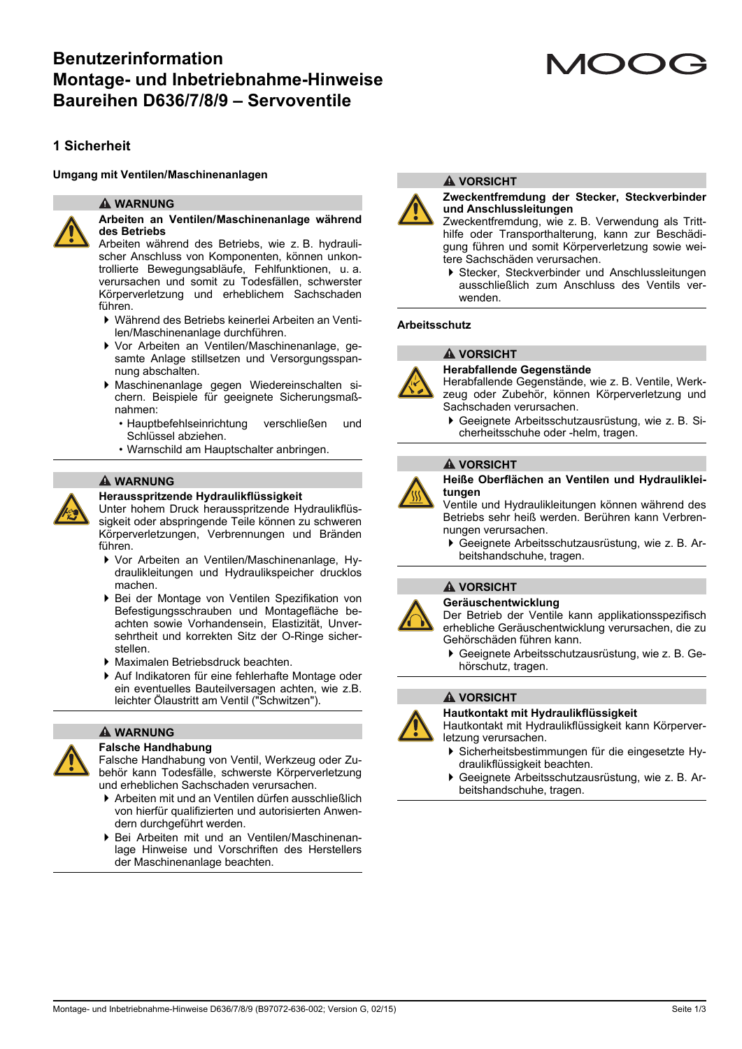# Benutzerinformation
# Montage- und Inbetriebnahme-Hinweise Baureihen D636/7/8/9 – Servoventile

## 1 Sicherheit

### Umgang mit Ventilen/Maschinenanlagen

**⚠ WARNUNG**

**Arbeiten an Ventilen/Maschinenanlage während des Betriebs**

Arbeiten während des Betriebs, wie z. B. hydraulischer Anschluss von Komponenten, können unkontrollierte Bewegungsabläufe, Fehlfunktionen, u. a. verursachen und somit zu Todesfällen, schwerster Körperverletzung und erheblichem Sachschaden führen.

- Während des Betriebs keinerlei Arbeiten an Ventilen/Maschinenanlage durchführen.
- Vor Arbeiten an Ventilen/Maschinenanlage, gesamte Anlage stillsetzen und Versorgungsspannung abschalten.
- Maschinenanlage gegen Wiedereinschalten sichern. Beispiele für geeignete Sicherungsmaßnahmen:
  - Hauptbefehlseinrichtung verschließen und Schlüssel abziehen.
  - Warnschild am Hauptschalter anbringen.

**⚠ WARNUNG**

**Herausspritzende Hydraulikflüssigkeit**

Unter hohem Druck herausspritzende Hydraulikflüssigkeit oder abspringende Teile können zu schweren Körperverletzungen, Verbrennungen und Bränden führen.

- Vor Arbeiten an Ventilen/Maschinenanlage, Hydraulikleitungen und Hydraulikspeicher drucklos machen.
- Bei der Montage von Ventilen Spezifikation von Befestigungsschrauben und Montagefläche beachten sowie Vorhandensein, Elastizität, Unversehrtheit und korrekten Sitz der O-Ringe sicherstellen.
- Maximalen Betriebsdruck beachten.
- Auf Indikatoren für eine fehlerhafte Montage oder ein eventuelles Bauteilversagen achten, wie z.B. leichter Ölaustritt am Ventil ("Schwitzen").

**⚠ WARNUNG**

**Falsche Handhabung**

Falsche Handhabung von Ventil, Werkzeug oder Zubehör kann Todesfälle, schwerste Körperverletzung und erheblichen Sachschaden verursachen.

- Arbeiten mit und an Ventilen dürfen ausschließlich von hierfür qualifizierten und autorisierten Anwendern durchgeführt werden.
- Bei Arbeiten mit und an Ventilen/Maschinenanlage Hinweise und Vorschriften des Herstellers der Maschinenanlage beachten.

**⚠ VORSICHT**

**Zweckentfremdung der Stecker, Steckverbinder und Anschlussleitungen**

Zweckentfremdung, wie z. B. Verwendung als Trittshilfe oder Transporthalterung, kann zur Beschädigung führen und somit Körperverletzung sowie weitere Sachschäden verursachen.

- Stecker, Steckverbinder und Anschlussleitungen ausschließlich zum Anschluss des Ventils verwenden.

### Arbeitsschutz

**⚠ VORSICHT**

**Herabfallende Gegenstände**

Herabfallende Gegenstände, wie z. B. Ventile, Werkzeug oder Zubehör, können Körperverletzung und Sachschaden verursachen.

- Geeignete Arbeitsschutzausrüstung, wie z. B. Sicherheitsschuhe oder -helm, tragen.

**⚠ VORSICHT**

**Heiße Oberflächen an Ventilen und Hydraulikleitungen**

Ventile und Hydraulikleitungen können während des Betriebs sehr heiß werden. Berühren kann Verbrennungen verursachen.

- Geeignete Arbeitsschutzausrüstung, wie z. B. Arbeitshandschuhe, tragen.

**⚠ VORSICHT**

**Geräuschentwicklung**

Der Betrieb der Ventile kann applikationsspezifisch erhebliche Geräuschentwicklung verursachen, die zu Gehörschäden führen kann.

- Geeignete Arbeitsschutzausrüstung, wie z. B. Gehörschutz, tragen.

**⚠ VORSICHT**

**Hautkontakt mit Hydraulikflüssigkeit**

Hautkontakt mit Hydraulikflüssigkeit kann Körperverletzung verursachen.

- Sicherheitsbestimmungen für die eingesetzte Hydraulikflüssigkeit beachten.
- Geeignete Arbeitsschutzausrüstung, wie z. B. Arbeitshandschuhe, tragen.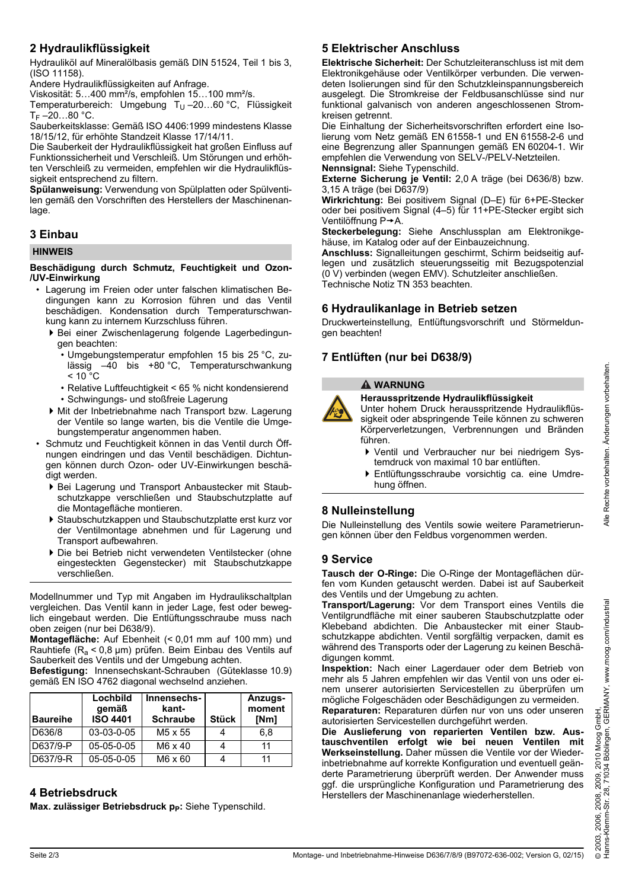## 2 Hydraulikflüssigkeit

Hydrauliköl auf Mineralölbasis gemäß DIN 51524, Teil 1 bis 3, (ISO 11158).

Andere Hydraulikflüssigkeiten auf Anfrage.

Viskosität: 5…400 mm²/s, empfohlen 15…100 mm²/s.

Temperaturbereich: Umgebung $T_U$ –20…60 °C, Flüssigkeit $T_F$ –20…80 °C.

Sauberkeitsklasse: Gemäß ISO 4406:1999 mindestens Klasse 18/15/12, für erhöhte Standzeit Klasse 17/14/11.

Die Sauberkeit der Hydraulikflüssigkeit hat großen Einfluss auf Funktionssicherheit und Verschleiß. Um Störungen und erhöhten Verschleiß zu vermeiden, empfehlen wir die Hydraulikflüssigkeit entsprechend zu filtern.

**Spülanweisung:** Verwendung von Spülplatten oder Spülventilen gemäß den Vorschriften des Herstellers der Maschinenanlage.

## 3 Einbau

**HINWEIS**

**Beschädigung durch Schmutz, Feuchtigkeit und Ozon-/UV-Einwirkung**

- Lagerung im Freien oder unter falschen klimatischen Bedingungen kann zu Korrosion führen und das Ventil beschädigen. Kondensation durch Temperaturschwankung kann zu internem Kurzschluss führen.
  - Bei einer Zwischenlagerung folgende Lagerbedingungen beachten:
    - Umgebungstemperatur empfohlen 15 bis 25 °C, zulässig –40 bis +80 °C, Temperaturschwankung < 10 °C
    - Relative Luftfeuchtigkeit < 65 % nicht kondensierend
    - Schwingungs- und stoßfreie Lagerung
  - Mit der Inbetriebnahme nach Transport bzw. Lagerung der Ventile so lange warten, bis die Ventile die Umgebungstemperatur angenommen haben.
- Schmutz und Feuchtigkeit können in das Ventil durch Öffnungen eindringen und das Ventil beschädigen. Dichtungen können durch Ozon- oder UV-Einwirkungen beschädigt werden.
  - Bei Lagerung und Transport Anbaustecker mit Staubschutzkappe verschließen und Staubschutzplatte auf die Montagefläche montieren.
  - Staubschutzkappen und Staubschutzplatte erst kurz vor der Ventilmontage abnehmen und für Lagerung und Transport aufbewahren.
  - Die bei Betrieb nicht verwendeten Ventilstecker (ohne eingesteckten Gegenstecker) mit Staubschutzkappe verschließen.

Modellnummer und Typ mit Angaben im Hydraulikschaltplan vergleichen. Das Ventil kann in jeder Lage, fest oder beweglich eingebaut werden. Die Entlüftungsschraube muss nach oben zeigen (nur bei D638/9).

**Montagefläche:** Auf Ebenheit (< 0,01 mm auf 100 mm) und Rauhtiefe ($R_a$ < 0,8 µm) prüfen. Beim Einbau des Ventils auf Sauberkeit des Ventils und der Umgebung achten.

**Befestigung:** Innensechskant-Schrauben (Güteklasse 10.9) gemäß EN ISO 4762 diagonal wechselnd anziehen.

| Baureihe | Lochbild gemäß ISO 4401 | Innensechskant-Schraube | Stück | Anzugsmoment [Nm] |
|---|---|---|---|---|
| D636/8 | 03-03-0-05 | M5 x 55 | 4 | 6,8 |
| D637/9-P | 05-05-0-05 | M6 x 40 | 4 | 11 |
| D637/9-R | 05-05-0-05 | M6 x 60 | 4 | 11 |

## 4 Betriebsdruck

**Max. zulässiger Betriebsdruck $p_P$:** Siehe Typenschild.

## 5 Elektrischer Anschluss

**Elektrische Sicherheit:** Der Schutzleiteranschluss ist mit dem Elektronikgehäuse oder Ventilkörper verbunden. Die verwendeten Isolierungen sind für den Schutzkleinspannungsbereich ausgelegt. Die Stromkreise der Feldbusanschlüsse sind nur funktional galvanisch von anderen angeschlossenen Stromkreisen getrennt.

Die Einhaltung der Sicherheitsvorschriften erfordert eine Isolierung vom Netz gemäß EN 61558-1 und EN 61558-2-6 und eine Begrenzung aller Spannungen gemäß EN 60204-1. Wir empfehlen die Verwendung von SELV-/PELV-Netzteilen.

**Nennsignal:** Siehe Typenschild.

**Externe Sicherung je Ventil:** 2,0 A träge (bei D636/8) bzw. 3,15 A träge (bei D637/9)

**Wirkrichtung:** Bei positivem Signal (D–E) für 6+PE-Stecker oder bei positivem Signal (4–5) für 11+PE-Stecker ergibt sich Ventilöffnung P→A.

**Steckerbelegung:** Siehe Anschlussplan am Elektronikgehäuse, im Katalog oder auf der Einbauzeichnung.

**Anschluss:** Signalleitungen geschirmt, Schirm beidseitig auflegen und zusätzlich steuerungsseitig mit Bezugspotenzial (0 V) verbinden (wegen EMV). Schutzleiter anschließen. Technische Notiz TN 353 beachten.

## 6 Hydraulikanlage in Betrieb setzen

Druckwerteinstellung, Entlüftungsvorschrift und Störmeldungen beachten!

## 7 Entlüften (nur bei D638/9)

**⚠ WARNUNG**

**Herausspritzende Hydraulikflüssigkeit**

Unter hohem Druck herausspritzende Hydraulikflüssigkeit oder abspringende Teile können zu schweren Körperverletzungen, Verbrennungen und Bränden führen.

- Ventil und Verbraucher nur bei niedrigem Systemdruck von maximal 10 bar entlüften.
- Entlüftungsschraube vorsichtig ca. eine Umdrehung öffnen.

## 8 Nulleinstellung

Die Nulleinstellung des Ventils sowie weitere Parametrierungen können über den Feldbus vorgenommen werden.

## 9 Service

**Tausch der O-Ringe:** Die O-Ringe der Montageflächen dürfen vom Kunden getauscht werden. Dabei ist auf Sauberkeit des Ventils und der Umgebung zu achten.

**Transport/Lagerung:** Vor dem Transport eines Ventils die Ventilgrundfläche mit einer sauberen Staubschutzplatte oder Klebeband abdichten. Die Anbaustecker mit einer Staubschutzkappe abdichten. Ventil sorgfältig verpacken, damit es während des Transports oder der Lagerung zu keinen Beschädigungen kommt.

**Inspektion:** Nach einer Lagerdauer oder dem Betrieb von mehr als 5 Jahren empfehlen wir das Ventil von uns oder einem unserer autorisierten Servicestellen zu überprüfen um mögliche Folgeschäden oder Beschädigungen zu vermeiden.

**Reparaturen:** Reparaturen dürfen nur von uns oder unseren autorisierten Servicestellen durchgeführt werden.

**Die Auslieferung von reparierten Ventilen bzw. Austauschventilen erfolgt wie bei neuen Ventilen mit Werkseinstellung.** Daher müssen die Ventile vor der Wiederinbetriebnahme auf korrekte Konfiguration und eventuell geänderte Parametrierung überprüft werden. Der Anwender muss ggf. die ursprüngliche Konfiguration und Parametrierung des Herstellers der Maschinenanlage wiederherstellen.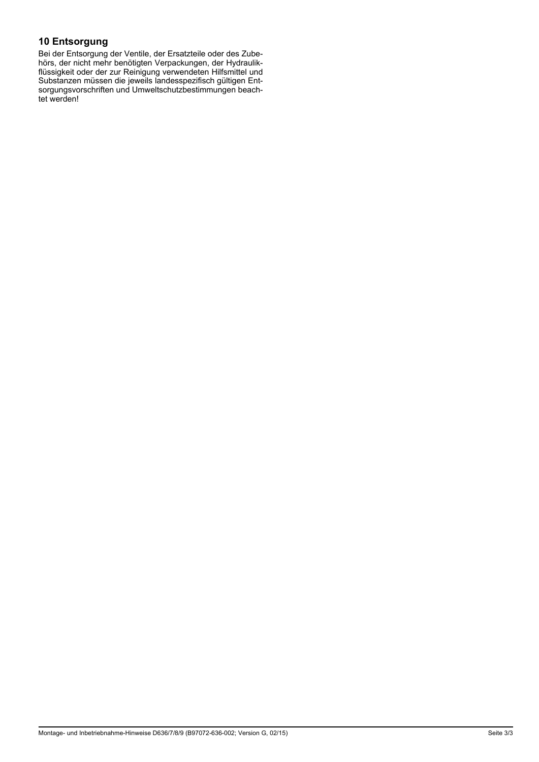## 10 Entsorgung

Bei der Entsorgung der Ventile, der Ersatzteile oder des Zubehörs, der nicht mehr benötigten Verpackungen, der Hydraulikflüssigkeit oder der zur Reinigung verwendeten Hilfsmittel und Substanzen müssen die jeweils landesspezifisch gültigen Entsorgungsvorschriften und Umweltschutzbestimmungen beachtet werden!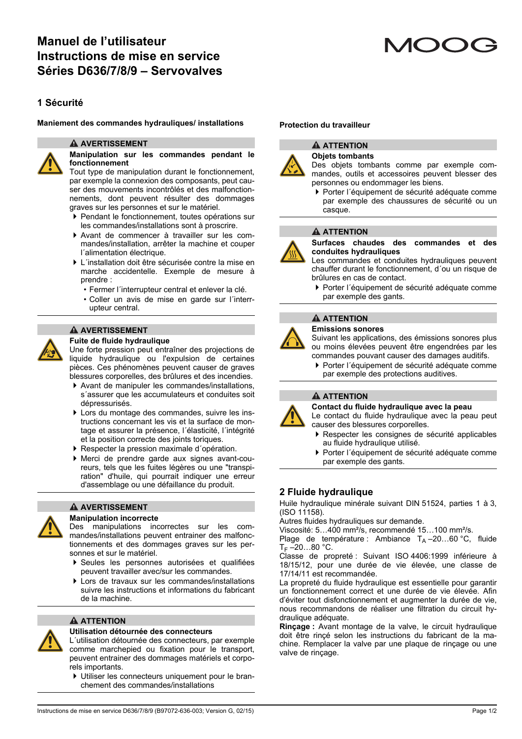# Manuel de l'utilisateur
# Instructions de mise en service
# Séries D636/7/8/9 – Servovalves

## 1 Sécurité

**Maniement des commandes hydrauliques/ installations**

**⚠ AVERTISSEMENT**

**Manipulation sur les commandes pendant le fonctionnement**

Tout type de manipulation durant le fonctionnement, par exemple la connexion des composants, peut causer des mouvements incontrôlés et des malfonctionnements, dont peuvent résulter des dommages graves sur les personnes et sur le matériel.

- Pendant le fonctionnement, toutes opérations sur les commandes/installations sont à proscrire.
- Avant de commencer à travailler sur les commandes/installation, arrêter la machine et couper l´alimentation électrique.
- L´installation doit être sécurisée contre la mise en marche accidentelle. Exemple de mesure à prendre :
  - Fermer l´interrupteur central et enlever la clé.
  - Coller un avis de mise en garde sur l´interrupteur central.

**⚠ AVERTISSEMENT**

**Fuite de fluide hydraulique**

Une forte pression peut entraîner des projections de liquide hydraulique ou l'expulsion de certaines pièces. Ces phénomènes peuvent causer de graves blessures corporelles, des brûlures et des incendies.

- Avant de manipuler les commandes/installations, s´assurer que les accumulateurs et conduites soit dépressurisés.
- Lors du montage des commandes, suivre les instructions concernant les vis et la surface de montage et assurer la présence, l´élasticité, l´intégrité et la position correcte des joints toriques.
- Respecter la pression maximale d´opération.
- Merci de prendre garde aux signes avant-coureurs, tels que les fuites légères ou une "transpiration" d'huile, qui pourrait indiquer une erreur d'assemblage ou une défaillance du produit.

**⚠ AVERTISSEMENT**

**Manipulation incorrecte**

Des manipulations incorrectes sur les commandes/installations peuvent entrainer des malfonctionnements et des dommages graves sur les personnes et sur le matériel.

- Seules les personnes autorisées et qualifiées peuvent travailler avec/sur les commandes.
- Lors de travaux sur les commandes/installations suivre les instructions et informations du fabricant de la machine.

**⚠ ATTENTION**

**Utilisation détournée des connecteurs**

L´utilisation détournée des connecteurs, par exemple comme marchepied ou fixation pour le transport, peuvent entrainer des dommages matériels et corporels importants.

- Utiliser les connecteurs uniquement pour le branchement des commandes/installations

**Protection du travailleur**

**⚠ ATTENTION**

**Objets tombants**

Des objets tombants comme par exemple commandes, outils et accessoires peuvent blesser des personnes ou endommager les biens.

- Porter l´équipement de sécurité adéquate comme par exemple des chaussures de sécurité ou un casque.

**⚠ ATTENTION**

**Surfaces chaudes des commandes et des conduites hydrauliques**

Les commandes et conduites hydrauliques peuvent chauffer durant le fonctionnement, d´ou un risque de brûlures en cas de contact.

- Porter l´équipement de sécurité adéquate comme par exemple des gants.

**⚠ ATTENTION**

**Emissions sonores**

Suivant les applications, des émissions sonores plus ou moins élevées peuvent être engendrées par les commandes pouvant causer des damages auditifs.

- Porter l´équipement de sécurité adéquate comme par exemple des protections auditives.

**⚠ ATTENTION**

**Contact du fluide hydraulique avec la peau**

Le contact du fluide hydraulique avec la peau peut causer des blessures corporelles.

- Respecter les consignes de sécurité applicables au fluide hydraulique utilisé.
- Porter l´équipement de sécurité adéquate comme par exemple des gants.

## 2 Fluide hydraulique

Huile hydraulique minérale suivant DIN 51524, parties 1 à 3, (ISO 11158).
Autres fluides hydrauliques sur demande.
Viscosité: 5…400 mm²/s, recommendé 15…100 mm²/s.
Plage de température : Ambiance $T_A$ –20…60 °C, fluide $T_F$ –20…80 °C.
Classe de propreté : Suivant ISO 4406:1999 inférieure à 18/15/12, pour une durée de vie élevée, une classe de 17/14/11 est recommandée.
La propreté du fluide hydraulique est essentielle pour garantir un fonctionnement correct et une durée de vie élevée. Afin d'éviter tout disfonctionnement et augmenter la durée de vie, nous recommandons de réaliser une filtration du circuit hydraulique adéquate.
**Rinçage :** Avant montage de la valve, le circuit hydraulique doit être rinçé selon les instructions du fabricant de la machine. Remplacer la valve par une plaque de rinçage ou une valve de rinçage.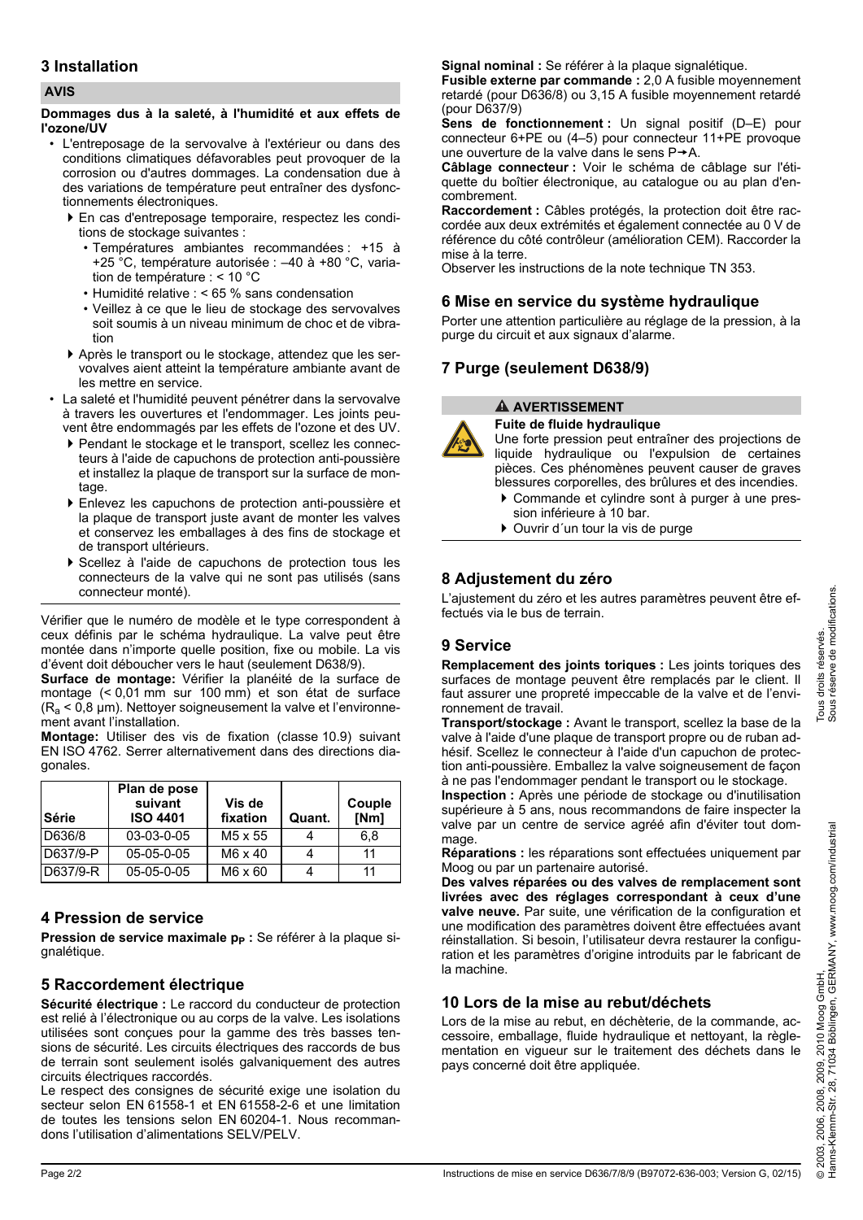## 3 Installation

**AVIS**

**Dommages dus à la saleté, à l'humidité et aux effets de l'ozone/UV**

- L'entreposage de la servovalve à l'extérieur ou dans des conditions climatiques défavorables peut provoquer de la corrosion ou d'autres dommages. La condensation due à des variations de température peut entraîner des dysfonctionnements électroniques.
  - ▶ En cas d'entreposage temporaire, respectez les conditions de stockage suivantes :
    - Températures ambiantes recommandées : +15 à +25 °C, température autorisée : –40 à +80 °C, variation de température : < 10 °C
    - Humidité relative : < 65 % sans condensation
    - Veillez à ce que le lieu de stockage des servovalves soit soumis à un niveau minimum de choc et de vibration
  - ▶ Après le transport ou le stockage, attendez que les servovalves aient atteint la température ambiante avant de les mettre en service.
- La saleté et l'humidité peuvent pénétrer dans la servovalve à travers les ouvertures et l'endommager. Les joints peuvent être endommagés par les effets de l'ozone et des UV.
  - ▶ Pendant le stockage et le transport, scellez les connecteurs à l'aide de capuchons de protection anti-poussière et installez la plaque de transport sur la surface de montage.
  - ▶ Enlevez les capuchons de protection anti-poussière et la plaque de transport juste avant de monter les valves et conservez les emballages à des fins de stockage et de transport ultérieurs.
  - ▶ Scellez à l'aide de capuchons de protection tous les connecteurs de la valve qui ne sont pas utilisés (sans connecteur monté).

Vérifier que le numéro de modèle et le type correspondent à ceux définis par le schéma hydraulique. La valve peut être montée dans n'importe quelle position, fixe ou mobile. La vis d'évent doit déboucher vers le haut (seulement D638/9).

**Surface de montage:** Vérifier la planéité de la surface de montage (< 0,01 mm sur 100 mm) et son état de surface ($R_a$ < 0,8 µm). Nettoyer soigneusement la valve et l'environnement avant l'installation.

**Montage:** Utiliser des vis de fixation (classe 10.9) suivant EN ISO 4762. Serrer alternativement dans des directions diagonales.

| Série | Plan de pose suivant ISO 4401 | Vis de fixation | Quant. | Couple [Nm] |
|---|---|---|---|---|
| D636/8 | 03-03-0-05 | M5 x 55 | 4 | 6,8 |
| D637/9-P | 05-05-0-05 | M6 x 40 | 4 | 11 |
| D637/9-R | 05-05-0-05 | M6 x 60 | 4 | 11 |

## 4 Pression de service

**Pression de service maximale $p_P$ :** Se référer à la plaque signalétique.

## 5 Raccordement électrique

**Sécurité électrique :** Le raccord du conducteur de protection est relié à l'électronique ou au corps de la valve. Les isolations utilisées sont conçues pour la gamme des très basses tensions de sécurité. Les circuits électriques des raccords de bus de terrain sont seulement isolés galvaniquement des autres circuits électriques raccordés.

Le respect des consignes de sécurité exige une isolation du secteur selon EN 61558-1 et EN 61558-2-6 et une limitation de toutes les tensions selon EN 60204-1. Nous recommandons l'utilisation d'alimentations SELV/PELV.

**Signal nominal :** Se référer à la plaque signalétique.

**Fusible externe par commande :** 2,0 A fusible moyennement retardé (pour D636/8) ou 3,15 A fusible moyennement retardé (pour D637/9)

**Sens de fonctionnement :** Un signal positif (D–E) pour connecteur 6+PE ou (4–5) pour connecteur 11+PE provoque une ouverture de la valve dans le sens P→A.

**Câblage connecteur :** Voir le schéma de câblage sur l'étiquette du boîtier électronique, au catalogue ou au plan d'encombrement.

**Raccordement :** Câbles protégés, la protection doit être raccordée aux deux extrémités et également connectée au 0 V de référence du côté contrôleur (amélioration CEM). Raccorder la mise à la terre.

Observer les instructions de la note technique TN 353.

## 6 Mise en service du système hydraulique

Porter une attention particulière au réglage de la pression, à la purge du circuit et aux signaux d'alarme.

## 7 Purge (seulement D638/9)

**⚠ AVERTISSEMENT**

**Fuite de fluide hydraulique**

Une forte pression peut entraîner des projections de liquide hydraulique ou l'expulsion de certaines pièces. Ces phénomènes peuvent causer de graves blessures corporelles, des brûlures et des incendies.

- ▶ Commande et cylindre sont à purger à une pression inférieure à 10 bar.
- ▶ Ouvrir d´un tour la vis de purge

## 8 Adjustement du zéro

L'ajustement du zéro et les autres paramètres peuvent être effectués via le bus de terrain.

## 9 Service

**Remplacement des joints toriques :** Les joints toriques des surfaces de montage peuvent être remplacés par le client. Il faut assurer une propreté impeccable de la valve et de l'environnement de travail.

**Transport/stockage :** Avant le transport, scellez la base de la valve à l'aide d'une plaque de transport propre ou de ruban adhésif. Scellez le connecteur à l'aide d'un capuchon de protection anti-poussière. Emballez la valve soigneusement de façon à ne pas l'endommager pendant le transport ou le stockage.

**Inspection :** Après une période de stockage ou d'inutilisation supérieure à 5 ans, nous recommandons de faire inspecter la valve par un centre de service agréé afin d'éviter tout dommage.

**Réparations :** les réparations sont effectuées uniquement par Moog ou par un partenaire autorisé.

**Des valves réparées ou des valves de remplacement sont livrées avec des réglages correspondant à ceux d'une valve neuve.** Par suite, une vérification de la configuration et une modification des paramètres doivent être effectuées avant réinstallation. Si besoin, l'utilisateur devra restaurer la configuration et les paramètres d'origine introduits par le fabricant de la machine.

## 10 Lors de la mise au rebut/déchets

Lors de la mise au rebut, en déchèterie, de la commande, accessoire, emballage, fluide hydraulique et nettoyant, la règlementation en vigueur sur le traitement des déchets dans le pays concerné doit être appliquée.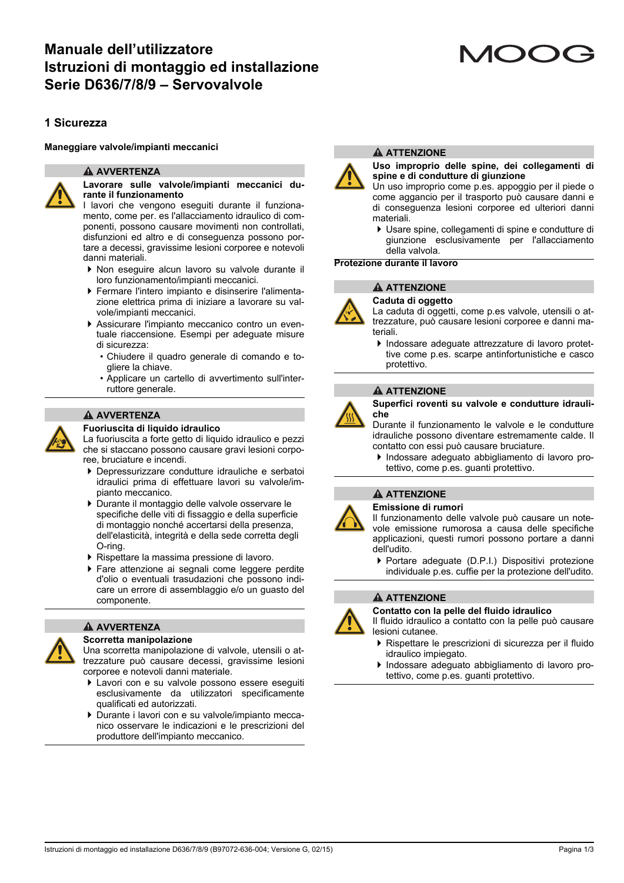# Manuale dell'utilizzatore
# Istruzioni di montaggio ed installazione
# Serie D636/7/8/9 – Servovalvole

MOOG

## 1 Sicurezza

**Maneggiare valvole/impianti meccanici**

**⚠ AVVERTENZA**

**Lavorare sulle valvole/impianti meccanici durante il funzionamento**
I lavori che vengono eseguiti durante il funzionamento, come per. es l'allacciamento idraulico di componenti, possono causare movimenti non controllati, disfunzioni ed altro e di conseguenza possono portare a decessi, gravissime lesioni corporee e notevoli danni materiali.

- Non eseguire alcun lavoro su valvole durante il loro funzionamento/impianti meccanici.
- Fermare l'intero impianto e disinserire l'alimentazione elettrica prima di iniziare a lavorare su valvole/impianti meccanici.
- Assicurare l'impianto meccanico contro un eventuale riaccensione. Esempi per adeguate misure di sicurezza:
  - Chiudere il quadro generale di comando e togliere la chiave.
  - Applicare un cartello di avvertimento sull'interruttore generale.

**⚠ AVVERTENZA**

**Fuoriuscita di liquido idraulico**
La fuoriuscita a forte getto di liquido idraulico e pezzi che si staccano possono causare gravi lesioni corporee, bruciature e incendi.

- Depressurizzare condutture idrauliche e serbatoi idraulici prima di effettuare lavori su valvole/impianto meccanico.
- Durante il montaggio delle valvole osservare le specifiche delle viti di fissaggio e della superficie di montaggio nonché accertarsi della presenza, dell'elasticità, integrità e della sede corretta degli O-ring.
- Rispettare la massima pressione di lavoro.
- Fare attenzione ai segnali come leggere perdite d'olio o eventuali trasudazioni che possono indicare un errore di assemblaggio e/o un guasto del componente.

**⚠ AVVERTENZA**

**Scorretta manipolazione**
Una scorretta manipolazione di valvole, utensili o attrezzature può causare decessi, gravissime lesioni corporee e notevoli danni materiale.

- Lavori con e su valvole possono essere eseguiti esclusivamente da utilizzatori specificamente qualificati ed autorizzati.
- Durante i lavori con e su valvole/impianto meccanico osservare le indicazioni e le prescrizioni del produttore dell'impianto meccanico.

**⚠ ATTENZIONE**

**Uso improprio delle spine, dei collegamenti di spine e di condutture di giunzione**
Un uso improprio come p.es. appoggio per il piede o come aggancio per il trasporto può causare danni e di conseguenza lesioni corporee ed ulteriori danni materiali.

- Usare spine, collegamenti di spine e condutture di giunzione esclusivamente per l'allacciamento della valvola.

**Protezione durante il lavoro**

**⚠ ATTENZIONE**

**Caduta di oggetto**
La caduta di oggetti, come p.es valvole, utensili o attrezzature, può causare lesioni corporee e danni materiali.

- Indossare adeguate attrezzature di lavoro protettive come p.es. scarpe antinfortunistiche e casco protettivo.

**⚠ ATTENZIONE**

**Superfici roventi su valvole e condutture idrauliche**
Durante il funzionamento le valvole e le condutture idrauliche possono diventare estremamente calde. Il contatto con essi può causare bruciature.

- Indossare adeguato abbigliamento di lavoro protettivo, come p.es. guanti protettivo.

**⚠ ATTENZIONE**

**Emissione di rumori**
Il funzionamento delle valvole può causare un notevole emissione rumorosa a causa delle specifiche applicazioni, questi rumori possono portare a danni dell'udito.

- Portare adeguate (D.P.I.) Dispositivi protezione individuale p.es. cuffie per la protezione dell'udito.

**⚠ ATTENZIONE**

**Contatto con la pelle del fluido idraulico**
Il fluido idraulico a contatto con la pelle può causare lesioni cutanee.

- Rispettare le prescrizioni di sicurezza per il fluido idraulico impiegato.
- Indossare adeguato abbigliamento di lavoro protettivo, come p.es. guanti protettivo.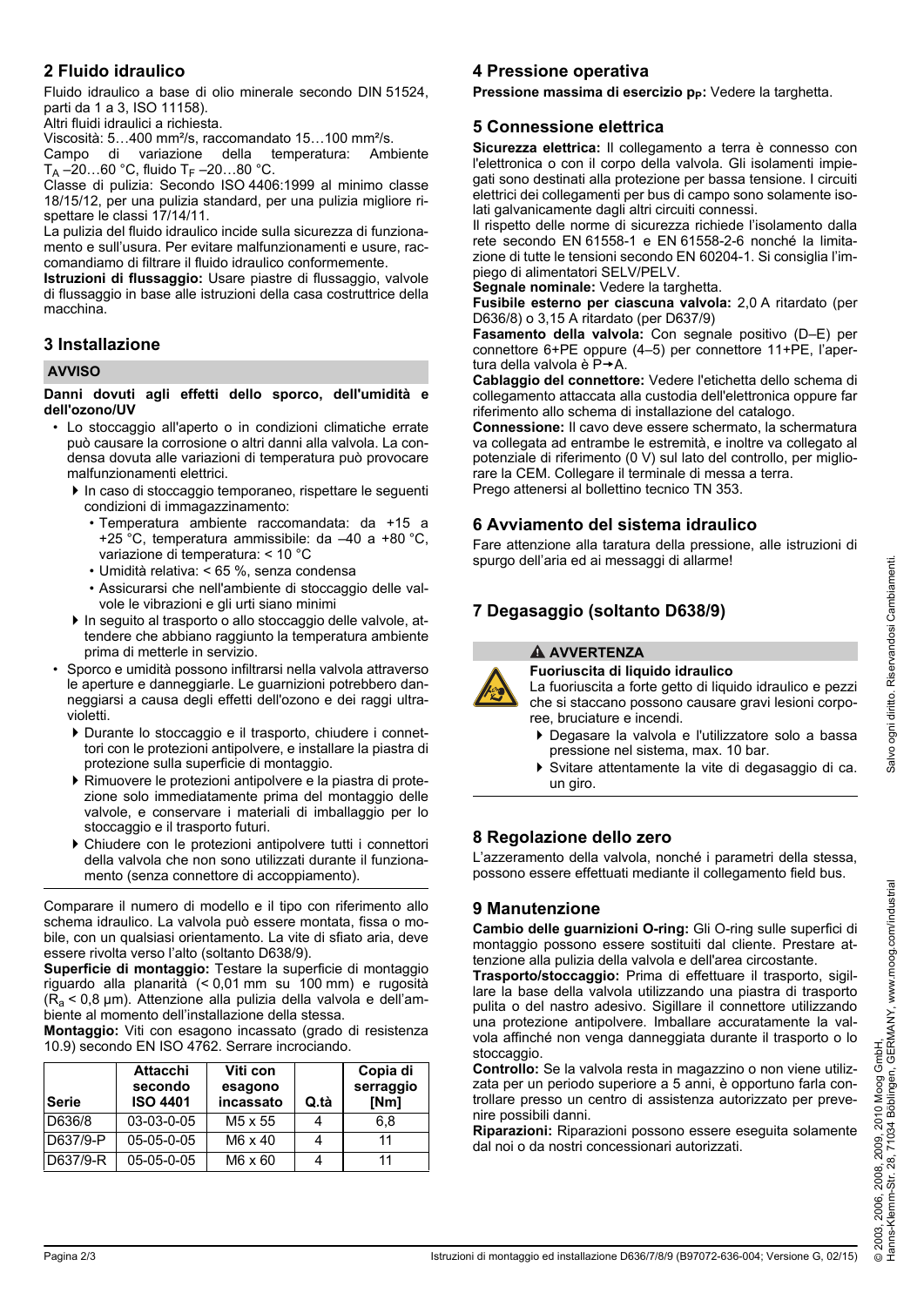## 2 Fluido idraulico

Fluido idraulico a base di olio minerale secondo DIN 51524, parti da 1 a 3, ISO 11158).

Altri fluidi idraulici a richiesta.

Viscosità: 5…400 mm²/s, raccomandato 15…100 mm²/s.

Campo di variazione della temperatura: Ambiente $T_A$ –20…60 °C, fluido $T_F$ –20…80 °C.

Classe di pulizia: Secondo ISO 4406:1999 al minimo classe 18/15/12, per una pulizia standard, per una pulizia migliore rispettare le classi 17/14/11.

La pulizia del fluido idraulico incide sulla sicurezza di funzionamento e sull'usura. Per evitare malfunzionamenti e usure, raccomandiamo di filtrare il fluido idraulico conformemente.

**Istruzioni di flussaggio:** Usare piastre di flussaggio, valvole di flussaggio in base alle istruzioni della casa costruttrice della macchina.

## 3 Installazione

**AVVISO**

**Danni dovuti agli effetti dello sporco, dell'umidità e dell'ozono/UV**

- Lo stoccaggio all'aperto o in condizioni climatiche errate può causare la corrosione o altri danni alla valvola. La condensa dovuta alle variazioni di temperatura può provocare malfunzionamenti elettrici.
  - In caso di stoccaggio temporaneo, rispettare le seguenti condizioni di immagazzinamento:
    - Temperatura ambiente raccomandata: da +15 a +25 °C, temperatura ammissibile: da –40 a +80 °C, variazione di temperatura: < 10 °C
    - Umidità relativa: < 65 %, senza condensa
    - Assicurarsi che nell'ambiente di stoccaggio delle valvole le vibrazioni e gli urti siano minimi
  - In seguito al trasporto o allo stoccaggio delle valvole, attendere che abbiano raggiunto la temperatura ambiente prima di metterle in servizio.
- Sporco e umidità possono infiltrarsi nella valvola attraverso le aperture e danneggiarle. Le guarnizioni potrebbero danneggiarsi a causa degli effetti dell'ozono e dei raggi ultravioletti.
  - Durante lo stoccaggio e il trasporto, chiudere i connettori con le protezioni antipolvere, e installare la piastra di protezione sulla superficie di montaggio.
  - Rimuovere le protezioni antipolvere e la piastra di protezione solo immediatamente prima del montaggio delle valvole, e conservare i materiali di imballaggio per lo stoccaggio e il trasporto futuri.
  - Chiudere con le protezioni antipolvere tutti i connettori della valvola che non sono utilizzati durante il funzionamento (senza connettore di accoppiamento).

Comparare il numero di modello e il tipo con riferimento allo schema idraulico. La valvola può essere montata, fissa o mobile, con un qualsiasi orientamento. La vite di sfiato aria, deve essere rivolta verso l'alto (soltanto D638/9).

**Superficie di montaggio:** Testare la superficie di montaggio riguardo alla planarità (< 0,01 mm su 100 mm) e rugosità ($R_a$ < 0,8 µm). Attenzione alla pulizia della valvola e dell'ambiente al momento dell'installazione della stessa.

**Montaggio:** Viti con esagono incassato (grado di resistenza 10.9) secondo EN ISO 4762. Serrare incrociando.

| Serie | Attacchi secondo ISO 4401 | Viti con esagono incassato | Q.tà | Copia di serraggio [Nm] |
|---|---|---|---|---|
| D636/8 | 03-03-0-05 | M5 x 55 | 4 | 6,8 |
| D637/9-P | 05-05-0-05 | M6 x 40 | 4 | 11 |
| D637/9-R | 05-05-0-05 | M6 x 60 | 4 | 11 |

## 4 Pressione operativa

**Pressione massima di esercizio $p_P$:** Vedere la targhetta.

## 5 Connessione elettrica

**Sicurezza elettrica:** Il collegamento a terra è connesso con l'elettronica o con il corpo della valvola. Gli isolamenti impiegati sono destinati alla protezione per bassa tensione. I circuiti elettrici dei collegamenti per bus di campo sono solamente isolati galvanicamente dagli altri circuiti connessi.

Il rispetto delle norme di sicurezza richiede l'isolamento dalla rete secondo EN 61558-1 e EN 61558-2-6 nonché la limitazione di tutte le tensioni secondo EN 60204-1. Si consiglia l'impiego di alimentatori SELV/PELV.

**Segnale nominale:** Vedere la targhetta.

**Fusibile esterno per ciascuna valvola:** 2,0 A ritardato (per D636/8) o 3,15 A ritardato (per D637/9)

**Fasamento della valvola:** Con segnale positivo (D–E) per connettore 6+PE oppure (4–5) per connettore 11+PE, l'apertura della valvola è P→A.

**Cablaggio del connettore:** Vedere l'etichetta dello schema di collegamento attaccata alla custodia dell'elettronica oppure far riferimento allo schema di installazione del catalogo.

**Connessione:** Il cavo deve essere schermato, la schermatura va collegata ad entrambe le estremità, e inoltre va collegato al potenziale di riferimento (0 V) sul lato del controllo, per migliorare la CEM. Collegare il terminale di messa a terra.

Prego attenersi al bollettino tecnico TN 353.

## 6 Avviamento del sistema idraulico

Fare attenzione alla taratura della pressione, alle istruzioni di spurgo dell'aria ed ai messaggi di allarme!

## 7 Degasaggio (soltanto D638/9)

**⚠ AVVERTENZA**

**Fuoriuscita di liquido idraulico**

La fuoriuscita a forte getto di liquido idraulico e pezzi che si stacchino possono causare gravi lesioni corporee, bruciature e incendi.

- Degasare la valvola e l'utilizzatore solo a bassa pressione nel sistema, max. 10 bar.
- Svitare attentamente la vite di degasaggio di ca. un giro.

## 8 Regolazione dello zero

L'azzeramento della valvola, nonché i parametri della stessa, possono essere effettuati mediante il collegamento field bus.

## 9 Manutenzione

**Cambio delle guarnizioni O-ring:** Gli O-ring sulle superfici di montaggio possono essere sostituiti dal cliente. Prestare attenzione alla pulizia della valvola e dell'area circostante.

**Trasporto/stoccaggio:** Prima di effettuare il trasporto, sigillare la base della valvola utilizzando una piastra di trasporto pulita o del nastro adesivo. Sigillare il connettore utilizzando una protezione antipolvere. Imballare accuratamente la valvola affinché non venga danneggiata durante il trasporto o lo stoccaggio.

**Controllo:** Se la valvola resta in magazzino o non viene utilizzata per un periodo superiore a 5 anni, è opportuno farla controllare presso un centro di assistenza autorizzato per prevenire possibili danni.

**Riparazioni:** Riparazioni possono essere eseguita solamente dal noi o da nostri concessionari autorizzati.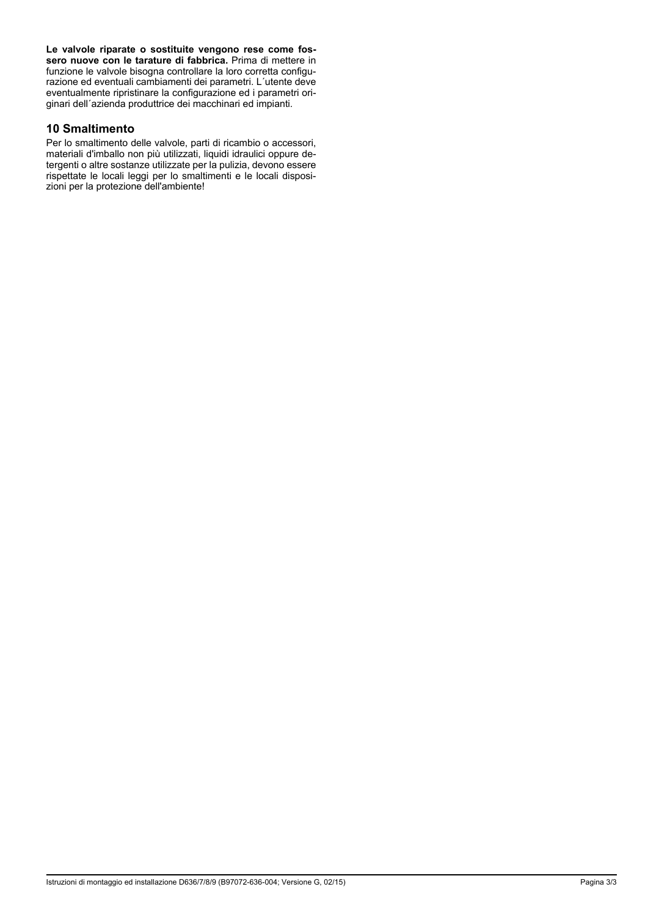**Le valvole riparate o sostituite vengono rese come fossero nuove con le tarature di fabbrica.** Prima di mettere in funzione le valvole bisogna controllare la loro corretta configurazione ed eventuali cambiamenti dei parametri. L´utente deve eventualmente ripristinare la configurazione ed i parametri originari dell´azienda produttrice dei macchinari ed impianti.

## 10 Smaltimento

Per lo smaltimento delle valvole, parti di ricambio o accessori, materiali d'imballo non più utilizzati, liquidi idraulici oppure detergenti o altre sostanze utilizzate per la pulizia, devono essere rispettate le locali leggi per lo smaltimenti e le locali disposizioni per la protezione dell'ambiente!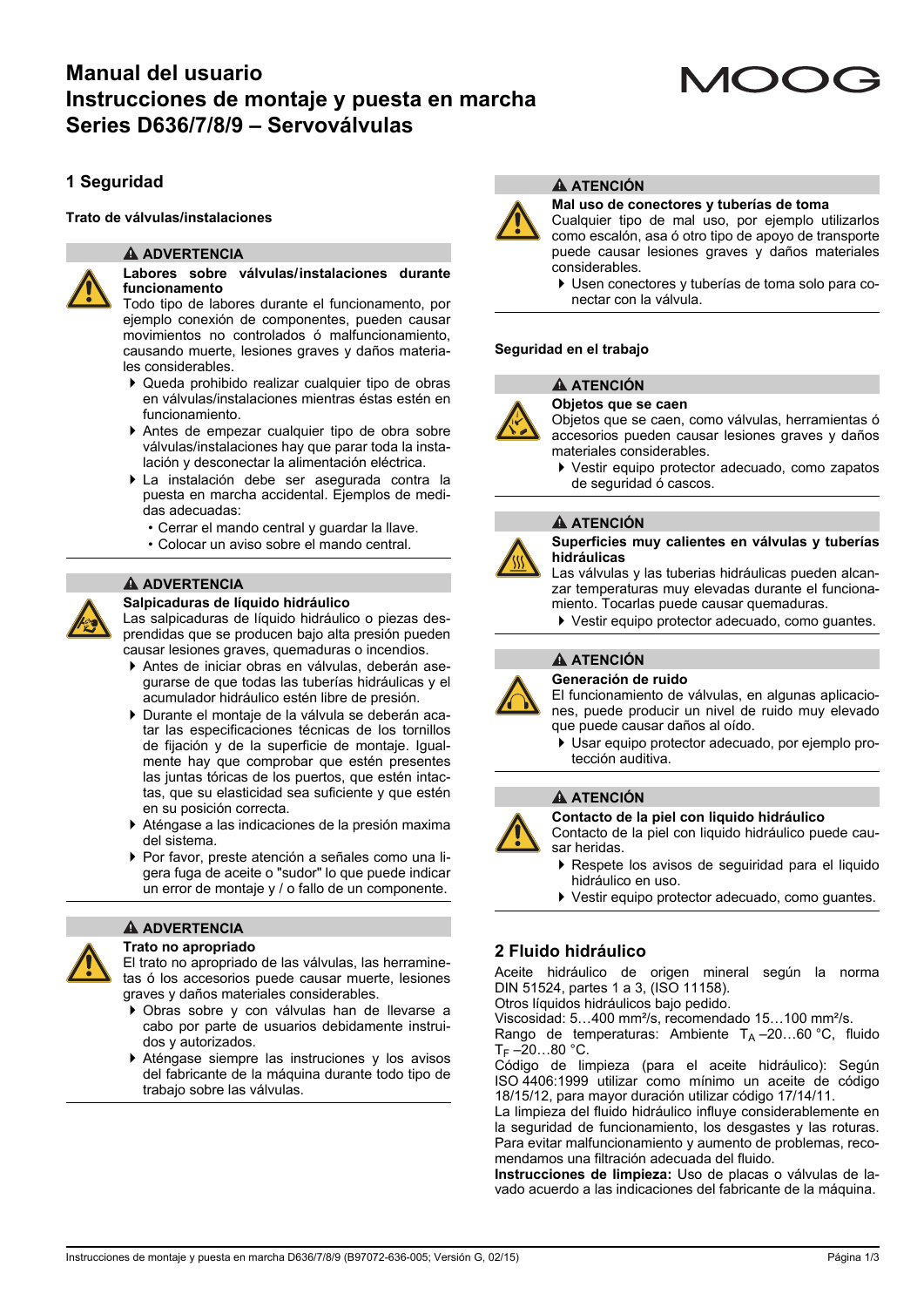# Manual del usuario
# Instrucciones de montaje y puesta en marcha
# Series D636/7/8/9 – Servoválvulas

MOOG

## 1 Seguridad

### Trato de válvulas/instalaciones

**⚠ ADVERTENCIA**

**Labores sobre válvulas/instalaciones durante funcionamiento**

Todo tipo de labores durante el funcionamiento, por ejemplo conexión de componentes, pueden causar movimientos no controlados ó malfuncionamiento, causando muerte, lesiones graves y daños materiales considerables.

- Queda prohibido realizar cualquier tipo de obras en válvulas/instalaciones mientras éstas estén en funcionamiento.
- Antes de empezar cualquier tipo de obra sobre válvulas/instalaciones hay que parar toda la instalación y desconectar la alimentación eléctrica.
- La instalación debe ser asegurada contra la puesta en marcha accidental. Ejemplos de medidas adecuadas:
  - Cerrar el mando central y guardar la llave.
  - Colocar un aviso sobre el mando central.

**⚠ ADVERTENCIA**

**Salpicaduras de líquido hidráulico**

Las salpicaduras de líquido hidráulico o piezas desprendidas que se producen bajo alta presión pueden causar lesiones graves, quemaduras o incendios.

- Antes de iniciar obras en válvulas, deberán asegurarse de que todas las tuberías hidráulicas y el acumulador hidráulico estén libre de presión.
- Durante el montaje de la válvula se deberán acatar las especificaciones técnicas de los tornillos de fijación y de la superficie de montaje. Igualmente hay que comprobar que estén presentes las juntas tóricas de los puertos, que estén intactas, que su elasticidad sea suficiente y que estén en su posición correcta.
- Aténgase a las indicaciones de la presión maxima del sistema.
- Por favor, preste atención a señales como una ligera fuga de aceite o "sudor" lo que puede indicar un error de montaje y / o fallo de un componente.

**⚠ ADVERTENCIA**

**Trato no apropriado**

El trato no apropriado de las válvulas, las herramientas ó los accesorios puede causar muerte, lesiones graves y daños materiales considerables.

- Obras sobre y con válvulas han de llevarse a cabo por parte de usuarios debidamente instruidos y autorizados.
- Aténgase siempre las instruciones y los avisos del fabricante de la máquina durante todo tipo de trabajo sobre las válvulas.

**⚠ ATENCIÓN**

**Mal uso de conectores y tuberías de toma**

Cualquier tipo de mal uso, por ejemplo utilizarlos como escalón, asa ó otro tipo de apoyo de transporte puede causar lesiones graves y daños materiales considerables.

- Usen conectores y tuberías de toma solo para conectar con la válvula.

### Seguridad en el trabajo

**⚠ ATENCIÓN**

**Objetos que se caen**

Objetos que se caen, como válvulas, herramientas ó accesorios pueden causar lesiones graves y daños materiales considerables.

- Vestir equipo protector adecuado, como zapatos de seguridad ó cascos.

**⚠ ATENCIÓN**

**Superficies muy calientes en válvulas y tuberías hidráulicas**

Las válvulas y las tuberias hidráulicas pueden alcanzar temperaturas muy elevadas durante el funcionamiento. Tocarlas puede causar quemaduras.

- Vestir equipo protector adecuado, como guantes.

**⚠ ATENCIÓN**

**Generación de ruido**

El funcionamiento de válvulas, en algunas aplicaciones, puede producir un nivel de ruido muy elevado que puede causar daños al oído.

- Usar equipo protector adecuado, por ejemplo protección auditiva.

**⚠ ATENCIÓN**

**Contacto de la piel con liquido hidráulico**

Contacto de la piel con liquido hidráulico puede causar heridas.

- Respete los avisos de seguridad para el liquido hidráulico en uso.
- Vestir equipo protector adecuado, como guantes.

## 2 Fluido hidráulico

Aceite hidráulico de origen mineral según la norma DIN 51524, partes 1 a 3, (ISO 11158).
Otros líquidos hidráulicos bajo pedido.
Viscosidad: 5…400 mm²/s, recomendado 15…100 mm²/s.
Rango de temperaturas: Ambiente $T_A$ –20…60 °C, fluido $T_F$ –20…80 °C.
Código de limpieza (para el aceite hidráulico): Según ISO 4406:1999 utilizar como mínimo un aceite de código 18/15/12, para mayor duración utilizar código 17/14/11.
La limpieza del fluido hidráulico influye considerablemente en la seguridad de funcionamiento, los desgastes y las roturas. Para evitar malfuncionamiento y aumento de problemas, recomendamos una filtración adecuada del fluido.
**Instrucciones de limpieza:** Uso de placas o válvulas de lavado acuerdo a las indicaciones del fabricante de la máquina.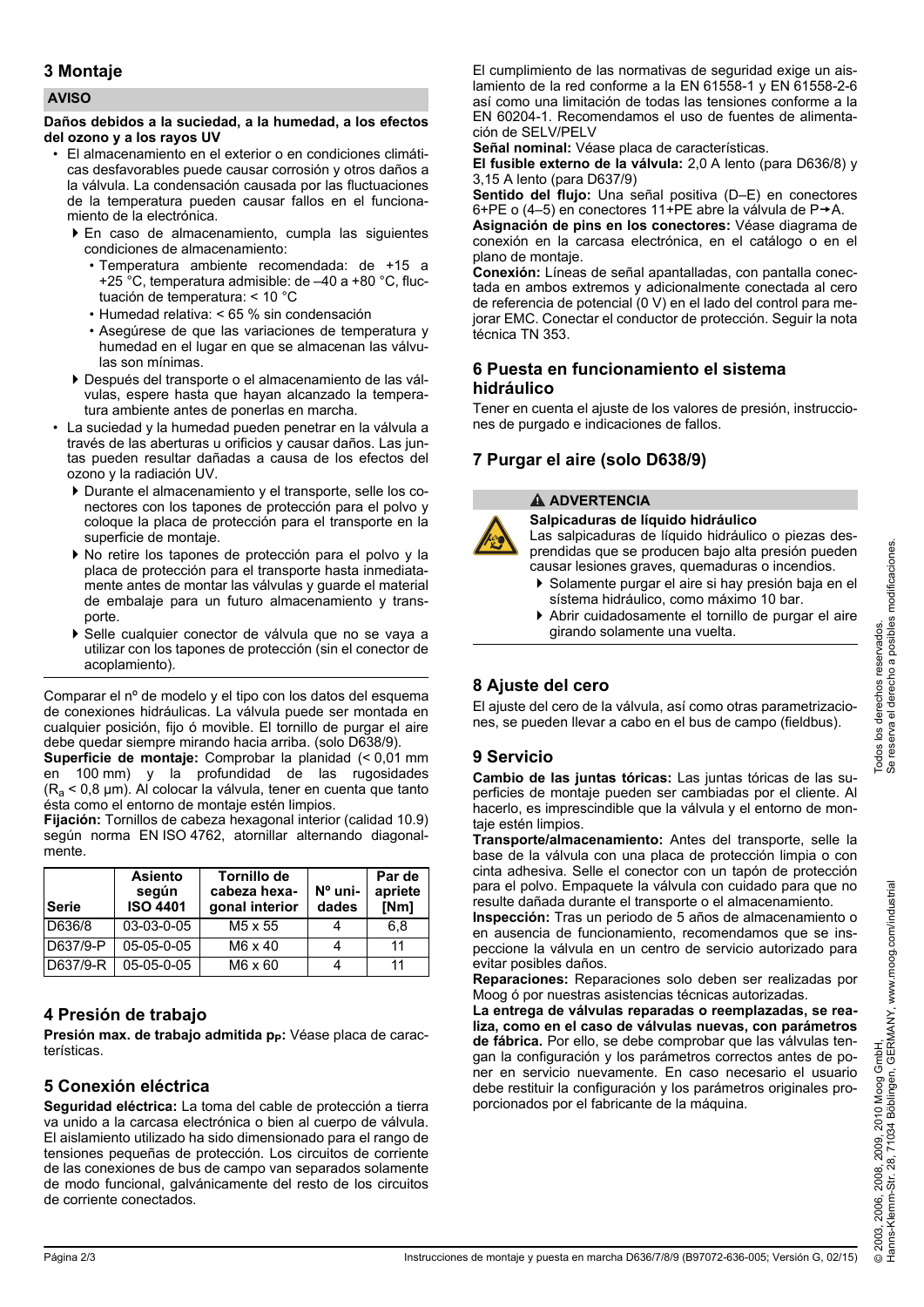## 3 Montaje

**AVISO**

**Daños debidos a la suciedad, a la humedad, a los efectos del ozono y a los rayos UV**

- El almacenamiento en el exterior o en condiciones climáticas desfavorables puede causar corrosión y otros daños a la válvula. La condensación causada por las fluctuaciones de la temperatura pueden causar fallos en el funcionamiento de la electrónica.
  - En caso de almacenamiento, cumpla las siguientes condiciones de almacenamiento:
    - Temperatura ambiente recomendada: de +15 a +25 °C, temperatura admisible: de –40 a +80 °C, fluctuación de temperatura: < 10 °C
    - Humedad relativa: < 65 % sin condensación
    - Asegúrese de que las variaciones de temperatura y humedad en el lugar en que se almacenan las válvulas son mínimas.
  - Después del transporte o el almacenamiento de las válvulas, espere hasta que hayan alcanzado la temperatura ambiente antes de ponerlas en marcha.
- La suciedad y la humedad pueden penetrar en la válvula a través de las aberturas u orificios y causar daños. Las juntas pueden resultar dañadas a causa de los efectos del ozono y la radiación UV.
  - Durante el almacenamiento y el transporte, selle los conectores con los tapones de protección para el polvo y coloque la placa de protección para el transporte en la superficie de montaje.
  - No retire los tapones de protección para el polvo y la placa de protección para el transporte hasta inmediatamente antes de montar las válvulas y guarde el material de embalaje para un futuro almacenamiento y transporte.
  - Selle cualquier conector de válvula que no se vaya a utilizar con los tapones de protección (sin el conector de acoplamiento).

Comparar el nº de modelo y el tipo con los datos del esquema de conexiones hidráulicas. La válvula puede ser montada en cualquier posición, fijo ó movible. El tornillo de purgar el aire debe quedar siempre mirando hacia arriba. (solo D638/9).

**Superficie de montaje:** Comprobar la planidad (< 0,01 mm en 100 mm) y la profundidad de las rugosidades ($R_a$ < 0,8 µm). Al colocar la válvula, tener en cuenta que tanto ésta como el entorno de montaje estén limpios.

**Fijación:** Tornillos de cabeza hexagonal interior (calidad 10.9) según norma EN ISO 4762, atornillar alternando diagonalmente.

| Serie | Asiento según ISO 4401 | Tornillo de cabeza hexagonal interior | Nº unidades | Par de apriete [Nm] |
|---|---|---|---|---|
| D636/8 | 03-03-0-05 | M5 x 55 | 4 | 6,8 |
| D637/9-P | 05-05-0-05 | M6 x 40 | 4 | 11 |
| D637/9-R | 05-05-0-05 | M6 x 60 | 4 | 11 |

## 4 Presión de trabajo

**Presión max. de trabajo admitida $p_P$:** Véase placa de características.

## 5 Conexión eléctrica

**Seguridad eléctrica:** La toma del cable de protección a tierra va unido a la carcasa electrónica o bien al cuerpo de válvula. El aislamiento utilizado ha sido dimensionado para el rango de tensiones pequeñas de protección. Los circuitos de corriente de las conexiones de bus de campo van separados solamente de modo funcional, galvánicamente del resto de los circuitos de corriente conectados.

El cumplimiento de las normativas de seguridad exige un aislamiento de la red conforme a la EN 61558-1 y EN 61558-2-6 así como una limitación de todas las tensiones conforme a la EN 60204-1. Recomendamos el uso de fuentes de alimentación de SELV/PELV

**Señal nominal:** Véase placa de características.

**El fusible externo de la válvula:** 2,0 A lento (para D636/8) y 3,15 A lento (para D637/9)

**Sentido del flujo:** Una señal positiva (D–E) en conectores 6+PE o (4–5) en conectores 11+PE abre la válvula de P→A.

**Asignación de pins en los conectores:** Véase diagrama de conexión en la carcasa electrónica, en el catálogo o en el plano de montaje.

**Conexión:** Líneas de señal apantalladas, con pantalla conectada en ambos extremos y adicionalmente conectada al cero de referencia de potencial (0 V) en el lado del control para mejorar EMC. Conectar el conductor de protección. Seguir la nota técnica TN 353.

## 6 Puesta en funcionamiento el sistema hidráulico

Tener en cuenta el ajuste de los valores de presión, instrucciones de purgado e indicaciones de fallos.

## 7 Purgar el aire (solo D638/9)

**⚠ ADVERTENCIA**

**Salpicaduras de líquido hidráulico**

Las salpicaduras de líquido hidráulico o piezas desprendidas que se producen bajo alta presión pueden causar lesiones graves, quemaduras o incendios.

- Solamente purgar el aire si hay presión baja en el sistema hidráulico, como máximo 10 bar.
- Abrir cuidadosamente el tornillo de purgar el aire girando solamente una vuelta.

## 8 Ajuste del cero

El ajuste del cero de la válvula, así como otras parametrizaciones, se pueden llevar a cabo en el bus de campo (fieldbus).

## 9 Servicio

**Cambio de las juntas tóricas:** Las juntas tóricas de las superficies de montaje pueden ser cambiadas por el cliente. Al hacerlo, es imprescindible que la válvula y el entorno de montaje estén limpios.

**Transporte/almacenamiento:** Antes del transporte, selle la base de la válvula con una placa de protección limpia o con cinta adhesiva. Selle el conector con un tapón de protección para el polvo. Empaquete la válvula con cuidado para que no resulte dañada durante el transporte o el almacenamiento.

**Inspección:** Tras un periodo de 5 años de almacenamiento o en ausencia de funcionamiento, recomendamos que se inspeccione la válvula en un centro de servicio autorizado para evitar posibles daños.

**Reparaciones:** Reparaciones solo deben ser realizadas por Moog ó por nuestras asistencias técnicas autorizadas.

**La entrega de válvulas reparadas o reemplazadas, se realiza, como en el caso de válvulas nuevas, con parámetros de fábrica.** Por ello, se debe comprobar que las válvulas tengan la configuración y los parámetros correctos antes de poner en servicio nuevamente. En caso necesario el usuario debe restituir la configuración y los parámetros originales proporcionados por el fabricante de la máquina.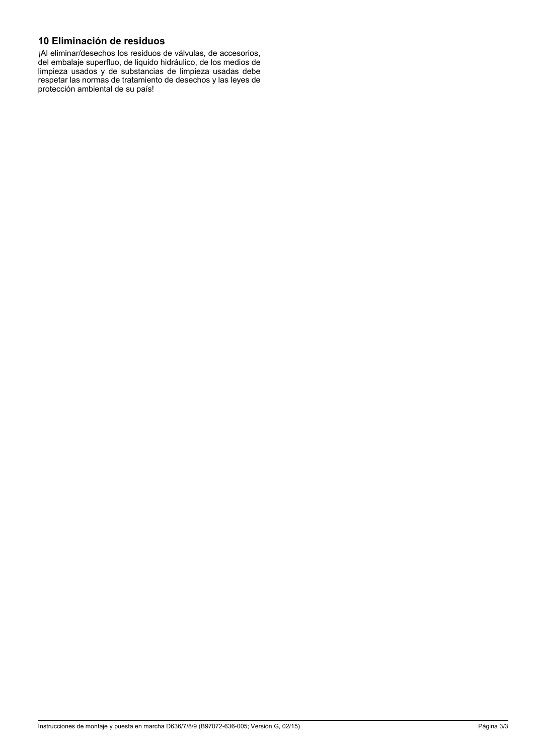## 10 Eliminación de residuos

¡Al eliminar/desechos los residuos de válvulas, de accesorios, del embalaje superfluo, de liquido hidráulico, de los medios de limpieza usados y de substancias de limpieza usadas debe respetar las normas de tratamiento de desechos y las leyes de protección ambiental de su país!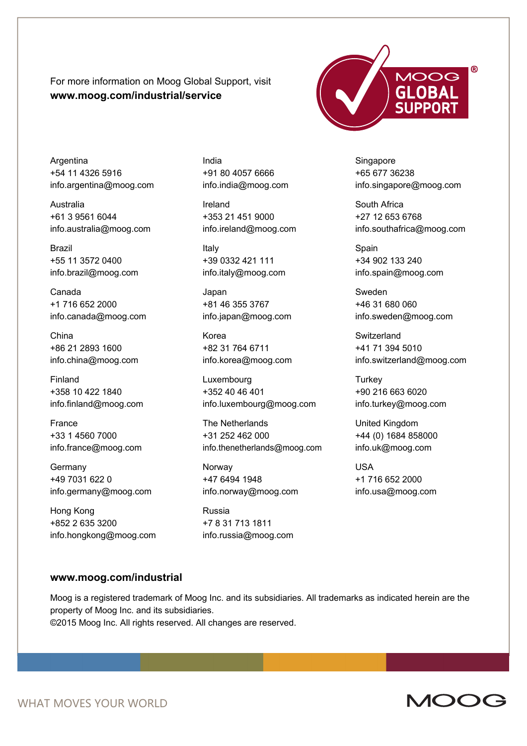For more information on Moog Global Support, visit
**www.moog.com/industrial/service**

Argentina
+54 11 4326 5916
info.argentina@moog.com

Australia
+61 3 9561 6044
info.australia@moog.com

Brazil
+55 11 3572 0400
info.brazil@moog.com

Canada
+1 716 652 2000
info.canada@moog.com

China
+86 21 2893 1600
info.china@moog.com

Finland
+358 10 422 1840
info.finland@moog.com

France
+33 1 4560 7000
info.france@moog.com

Germany
+49 7031 622 0
info.germany@moog.com

Hong Kong
+852 2 635 3200
info.hongkong@moog.com

India
+91 80 4057 6666
info.india@moog.com

Ireland
+353 21 451 9000
info.ireland@moog.com

Italy
+39 0332 421 111
info.italy@moog.com

Japan
+81 46 355 3767
info.japan@moog.com

Korea
+82 31 764 6711
info.korea@moog.com

Luxembourg
+352 40 46 401
info.luxembourg@moog.com

The Netherlands
+31 252 462 000
info.thenetherlands@moog.com

Norway
+47 6494 1948
info.norway@moog.com

Russia
+7 8 31 713 1811
info.russia@moog.com

Singapore
+65 677 36238
info.singapore@moog.com

South Africa
+27 12 653 6768
info.southafrica@moog.com

Spain
+34 902 133 240
info.spain@moog.com

Sweden
+46 31 680 060
info.sweden@moog.com

Switzerland
+41 71 394 5010
info.switzerland@moog.com

Turkey
+90 216 663 6020
info.turkey@moog.com

United Kingdom
+44 (0) 1684 858000
info.uk@moog.com

USA
+1 716 652 2000
info.usa@moog.com

**www.moog.com/industrial**

Moog is a registered trademark of Moog Inc. and its subsidiaries. All trademarks as indicated herein are the property of Moog Inc. and its subsidiaries.
©2015 Moog Inc. All rights reserved. All changes are reserved.

WHAT MOVES YOUR WORLD